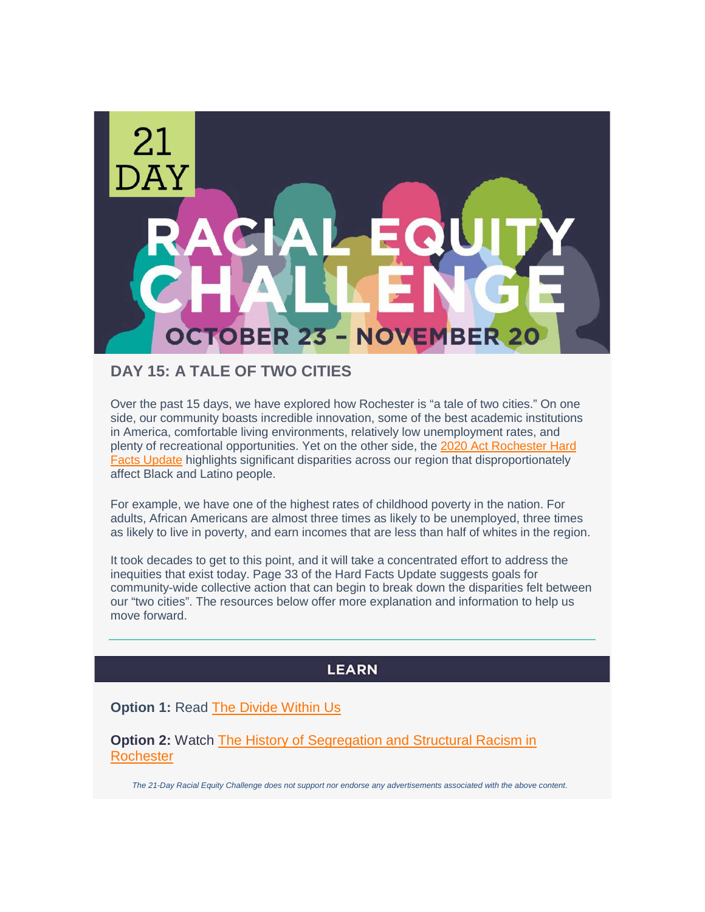21 DAY

RACIAL EQUITY CHALLENGE

OCTOBER 23 – NOVEMBER 20

## DAY 15: A TALE OF TWO CITIES

Over the past 15 days, we have explored how Rochester is "a tale of two cities." On one side, our community boasts incredible innovation, some of the best academic institutions in America, comfortable living environments, relatively low unemployment rates, and plenty of recreational opportunities. Yet on the other side, the 2020 Act Rochester Hard Facts Update highlights significant disparities across our region that disproportionately affect Black and Latino people.

For example, we have one of the highest rates of childhood poverty in the nation. For adults, African Americans are almost three times as likely to be unemployed, three times as likely to live in poverty, and earn incomes that are less than half of whites in the region.

It took decades to get to this point, and it will take a concentrated effort to address the inequities that exist today. Page 33 of the Hard Facts Update suggests goals for community-wide collective action that can begin to break down the disparities felt between our "two cities". The resources below offer more explanation and information to help us move forward.

---

## LEARN

**Option 1:** Read The Divide Within Us

**Option 2:** Watch The History of Segregation and Structural Racism in Rochester

*The 21-Day Racial Equity Challenge does not support nor endorse any advertisements associated with the above content.*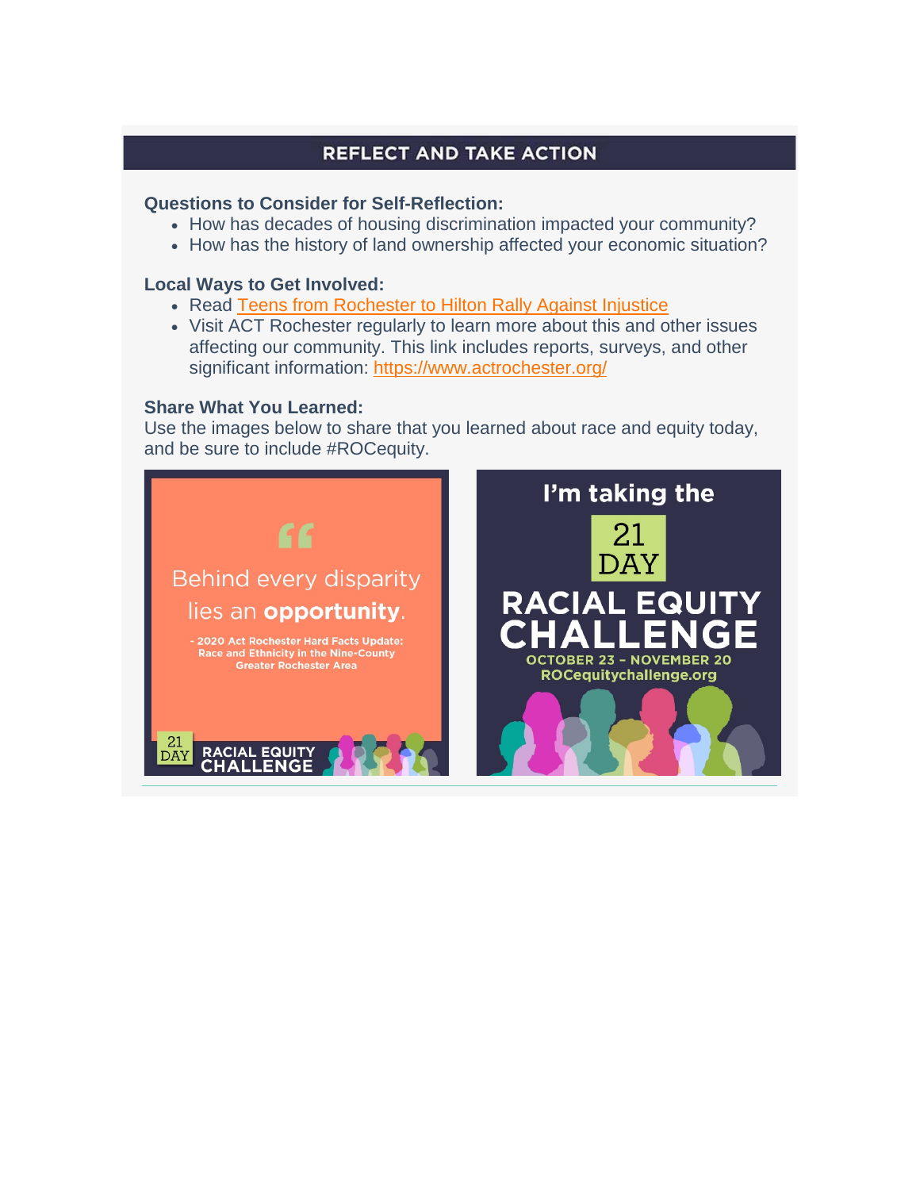## REFLECT AND TAKE ACTION

**Questions to Consider for Self-Reflection:**

- How has decades of housing discrimination impacted your community?
- How has the history of land ownership affected your economic situation?

**Local Ways to Get Involved:**

- Read Teens from Rochester to Hilton Rally Against Injustice
- Visit ACT Rochester regularly to learn more about this and other issues affecting our community. This link includes reports, surveys, and other significant information: https://www.actrochester.org/

**Share What You Learned:**

Use the images below to share that you learned about race and equity today, and be sure to include #ROCequity.

"Behind every disparity lies an **opportunity**."

- 2020 Act Rochester Hard Facts Update: Race and Ethnicity in the Nine-County Greater Rochester Area

21 DAY RACIAL EQUITY CHALLENGE

I'm taking the 21 DAY RACIAL EQUITY CHALLENGE

OCTOBER 23 – NOVEMBER 20

ROCequitychallenge.org